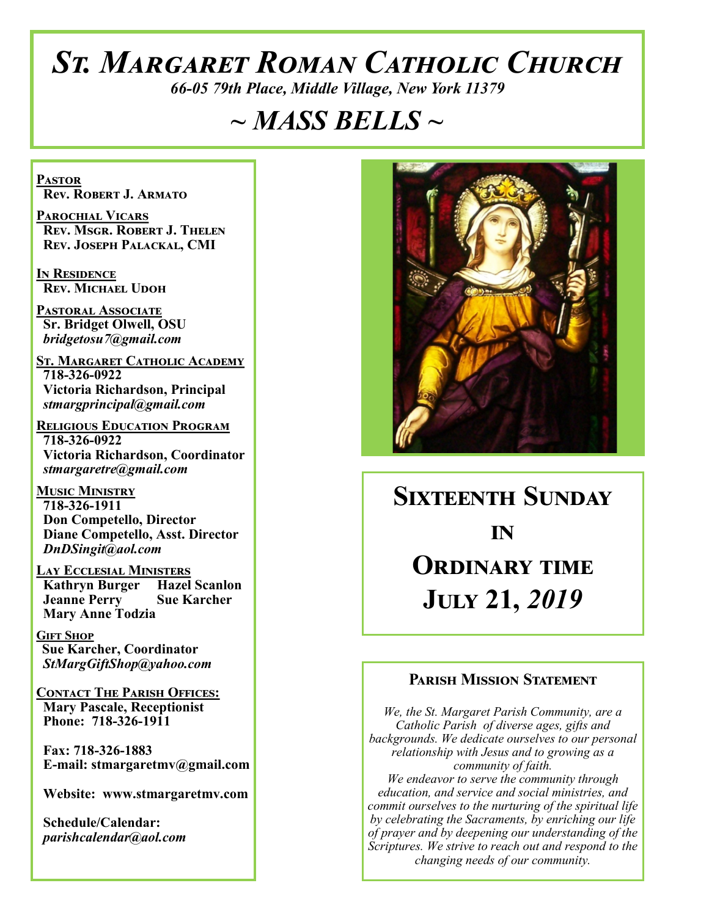# St. Margaret Roman Catholic Church

*66-05 79th Place, Middle Village, New York 11379*

# *~ MASS BELLS ~*

**PASTOR**
**Rev. Robert J. Armato**

**PAROCHIAL VICARS**
**Rev. Msgr. Robert J. Thelen**
**Rev. Joseph Palackal, CMI**

**IN RESIDENCE**
**Rev. Michael Udoh**

**PASTORAL ASSOCIATE**
**Sr. Bridget Olwell, OSU**
***bridgetosu7@gmail.com***

**ST. MARGARET CATHOLIC ACADEMY**
**718-326-0922**
**Victoria Richardson, Principal**
***stmargprincipal@gmail.com***

**RELIGIOUS EDUCATION PROGRAM**
**718-326-0922**
**Victoria Richardson, Coordinator**
***stmargaretre@gmail.com***

**MUSIC MINISTRY**
**718-326-1911**
**Don Competello, Director**
**Diane Competello, Asst. Director**
***DnDSingit@aol.com***

**LAY ECCLESIAL MINISTERS**
**Kathryn Burger** **Hazel Scanlon**
**Jeanne Perry** **Sue Karcher**
**Mary Anne Todzia**

**GIFT SHOP**
**Sue Karcher, Coordinator**
***StMargGiftShop@yahoo.com***

**CONTACT THE PARISH OFFICES:**
**Mary Pascale, Receptionist**
**Phone: 718-326-1911**

**Fax: 718-326-1883**
**E-mail: stmargaretmv@gmail.com**

**Website: www.stmargaretmv.com**

**Schedule/Calendar:**
***parishcalendar@aol.com***

## Sixteenth Sunday in Ordinary time July 21, *2019*

### Parish Mission Statement

*We, the St. Margaret Parish Community, are a Catholic Parish of diverse ages, gifts and backgrounds. We dedicate ourselves to our personal relationship with Jesus and to growing as a community of faith.*
*We endeavor to serve the community through education, and service and social ministries, and commit ourselves to the nurturing of the spiritual life by celebrating the Sacraments, by enriching our life of prayer and by deepening our understanding of the Scriptures. We strive to reach out and respond to the changing needs of our community.*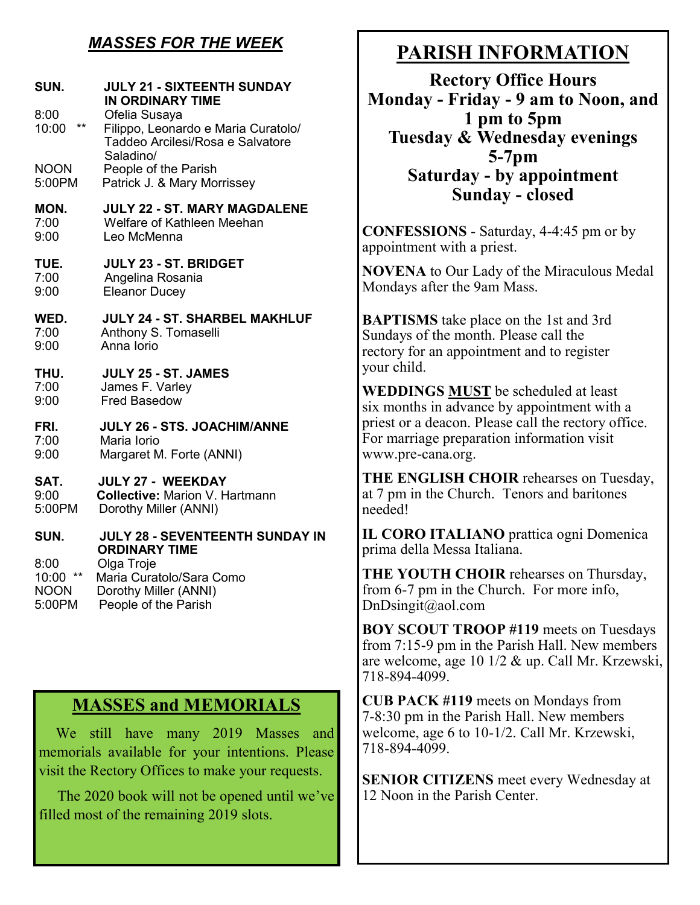## *MASSES FOR THE WEEK*

**SUN. JULY 21 - SIXTEENTH SUNDAY IN ORDINARY TIME**

8:00 Ofelia Susaya
10:00 ** Filippo, Leonardo e Maria Curatolo/ Taddeo Arcilesi/Rosa e Salvatore Saladino/
NOON People of the Parish
5:00PM Patrick J. & Mary Morrissey

**MON. JULY 22 - ST. MARY MAGDALENE**

7:00 Welfare of Kathleen Meehan
9:00 Leo McMenna

**TUE. JULY 23 - ST. BRIDGET**

7:00 Angelina Rosania
9:00 Eleanor Ducey

**WED. JULY 24 - ST. SHARBEL MAKHLUF**

7:00 Anthony S. Tomaselli
9:00 Anna Iorio

**THU. JULY 25 - ST. JAMES**

7:00 James F. Varley
9:00 Fred Basedow

**FRI. JULY 26 - STS. JOACHIM/ANNE**

7:00 Maria Iorio
9:00 Margaret M. Forte (ANNI)

**SAT. JULY 27 - WEEKDAY**

9:00 **Collective:** Marion V. Hartmann
5:00PM Dorothy Miller (ANNI)

**SUN. JULY 28 - SEVENTEENTH SUNDAY IN ORDINARY TIME**

8:00 Olga Troje
10:00 ** Maria Curatolo/Sara Como
NOON Dorothy Miller (ANNI)
5:00PM People of the Parish

## MASSES and MEMORIALS

We still have many 2019 Masses and memorials available for your intentions. Please visit the Rectory Offices to make your requests.

The 2020 book will not be opened until we've filled most of the remaining 2019 slots.

## PARISH INFORMATION

**Rectory Office Hours**
**Monday - Friday - 9 am to Noon, and 1 pm to 5pm**
**Tuesday & Wednesday evenings 5-7pm**
**Saturday - by appointment**
**Sunday - closed**

**CONFESSIONS** - Saturday, 4-4:45 pm or by appointment with a priest.

**NOVENA** to Our Lady of the Miraculous Medal Mondays after the 9am Mass.

**BAPTISMS** take place on the 1st and 3rd Sundays of the month. Please call the rectory for an appointment and to register your child.

**WEDDINGS MUST** be scheduled at least six months in advance by appointment with a priest or a deacon. Please call the rectory office. For marriage preparation information visit www.pre-cana.org.

**THE ENGLISH CHOIR** rehearses on Tuesday, at 7 pm in the Church. Tenors and baritones needed!

**IL CORO ITALIANO** prattica ogni Domenica prima della Messa Italiana.

**THE YOUTH CHOIR** rehearses on Thursday, from 6-7 pm in the Church. For more info, DnDsingit@aol.com

**BOY SCOUT TROOP #119** meets on Tuesdays from 7:15-9 pm in the Parish Hall. New members are welcome, age 10 1/2 & up. Call Mr. Krzewski, 718-894-4099.

**CUB PACK #119** meets on Mondays from 7-8:30 pm in the Parish Hall. New members welcome, age 6 to 10-1/2. Call Mr. Krzewski, 718-894-4099.

**SENIOR CITIZENS** meet every Wednesday at 12 Noon in the Parish Center.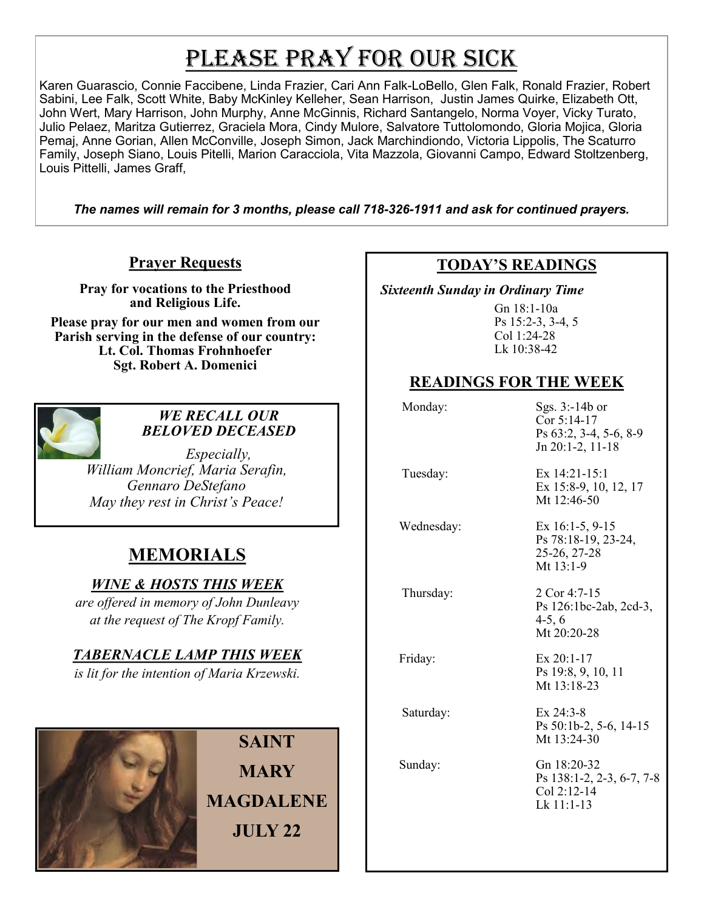# Please Pray For Our Sick

Karen Guarascio, Connie Faccibene, Linda Frazier, Cari Ann Falk-LoBello, Glen Falk, Ronald Frazier, Robert Sabini, Lee Falk, Scott White, Baby McKinley Kelleher, Sean Harrison, Justin James Quirke, Elizabeth Ott, John Wert, Mary Harrison, John Murphy, Anne McGinnis, Richard Santangelo, Norma Voyer, Vicky Turato, Julio Pelaez, Maritza Gutierrez, Graciela Mora, Cindy Mulore, Salvatore Tuttolomondo, Gloria Mojica, Gloria Pemaj, Anne Gorian, Allen McConville, Joseph Simon, Jack Marchindiondo, Victoria Lippolis, The Scaturro Family, Joseph Siano, Louis Pitelli, Marion Caracciola, Vita Mazzola, Giovanni Campo, Edward Stoltzenberg, Louis Pittelli, James Graff,

***The names will remain for 3 months, please call 718-326-1911 and ask for continued prayers.***

## Prayer Requests

**Pray for vocations to the Priesthood and Religious Life.**

**Please pray for our men and women from our Parish serving in the defense of our country:**
**Lt. Col. Thomas Frohnhoefer**
**Sgt. Robert A. Domenici**

***WE RECALL OUR BELOVED DECEASED***

*Especially,*
*William Moncrief, Maria Serafin, Gennaro DeStefano*
*May they rest in Christ's Peace!*

## MEMORIALS

***WINE & HOSTS THIS WEEK***
*are offered in memory of John Dunleavy at the request of The Kropf Family.*

***TABERNACLE LAMP THIS WEEK***
*is lit for the intention of Maria Krzewski.*

**SAINT MARY MAGDALENE**
**JULY 22**

## TODAY'S READINGS

*Sixteenth Sunday in Ordinary Time*

Gn 18:1-10a
Ps 15:2-3, 3-4, 5
Col 1:24-28
Lk 10:38-42

## READINGS FOR THE WEEK

| | |
|---|---|
| Monday: | Sgs. 3:-14b or Cor 5:14-17<br>Ps 63:2, 3-4, 5-6, 8-9<br>Jn 20:1-2, 11-18 |
| Tuesday: | Ex 14:21-15:1<br>Ex 15:8-9, 10, 12, 17<br>Mt 12:46-50 |
| Wednesday: | Ex 16:1-5, 9-15<br>Ps 78:18-19, 23-24, 25-26, 27-28<br>Mt 13:1-9 |
| Thursday: | 2 Cor 4:7-15<br>Ps 126:1bc-2ab, 2cd-3, 4-5, 6<br>Mt 20:20-28 |
| Friday: | Ex 20:1-17<br>Ps 19:8, 9, 10, 11<br>Mt 13:18-23 |
| Saturday: | Ex 24:3-8<br>Ps 50:1b-2, 5-6, 14-15<br>Mt 13:24-30 |
| Sunday: | Gn 18:20-32<br>Ps 138:1-2, 2-3, 6-7, 7-8<br>Col 2:12-14<br>Lk 11:1-13 |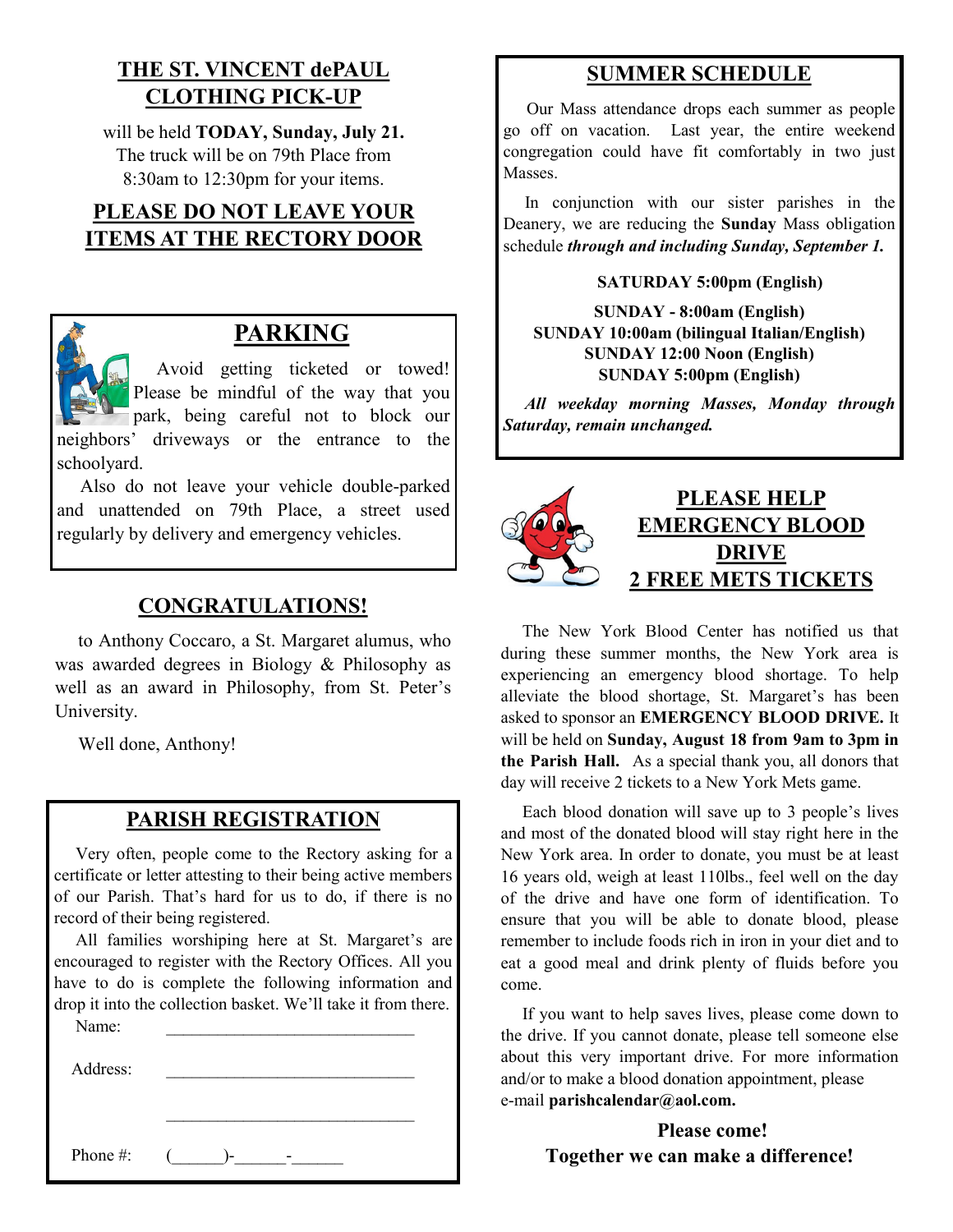## THE ST. VINCENT dePAUL CLOTHING PICK-UP

will be held **TODAY, Sunday, July 21.** The truck will be on 79th Place from 8:30am to 12:30pm for your items.

## PLEASE DO NOT LEAVE YOUR ITEMS AT THE RECTORY DOOR

## PARKING

Avoid getting ticketed or towed! Please be mindful of the way that you park, being careful not to block our neighbors' driveways or the entrance to the schoolyard.

Also do not leave your vehicle double-parked and unattended on 79th Place, a street used regularly by delivery and emergency vehicles.

## CONGRATULATIONS!

to Anthony Coccaro, a St. Margaret alumus, who was awarded degrees in Biology & Philosophy as well as an award in Philosophy, from St. Peter's University.

Well done, Anthony!

## PARISH REGISTRATION

Very often, people come to the Rectory asking for a certificate or letter attesting to their being active members of our Parish. That's hard for us to do, if there is no record of their being registered.

All families worshiping here at St. Margaret's are encouraged to register with the Rectory Offices. All you have to do is complete the following information and drop it into the collection basket. We'll take it from there.

Name: ______________________________

Address: ______________________________

______________________________

Phone #: (______)-______-______

## SUMMER SCHEDULE

Our Mass attendance drops each summer as people go off on vacation. Last year, the entire weekend congregation could have fit comfortably in two just Masses.

In conjunction with our sister parishes in the Deanery, we are reducing the **Sunday** Mass obligation schedule ***through and including Sunday, September 1.***

**SATURDAY 5:00pm (English)**

**SUNDAY - 8:00am (English)**
**SUNDAY 10:00am (bilingual Italian/English)**
**SUNDAY 12:00 Noon (English)**
**SUNDAY 5:00pm (English)**

***All weekday morning Masses, Monday through Saturday, remain unchanged.***

## PLEASE HELP EMERGENCY BLOOD DRIVE
## 2 FREE METS TICKETS

The New York Blood Center has notified us that during these summer months, the New York area is experiencing an emergency blood shortage. To help alleviate the blood shortage, St. Margaret's has been asked to sponsor an **EMERGENCY BLOOD DRIVE.** It will be held on **Sunday, August 18 from 9am to 3pm in the Parish Hall.** As a special thank you, all donors that day will receive 2 tickets to a New York Mets game.

Each blood donation will save up to 3 people's lives and most of the donated blood will stay right here in the New York area. In order to donate, you must be at least 16 years old, weigh at least 110lbs., feel well on the day of the drive and have one form of identification. To ensure that you will be able to donate blood, please remember to include foods rich in iron in your diet and to eat a good meal and drink plenty of fluids before you come.

If you want to help saves lives, please come down to the drive. If you cannot donate, please tell someone else about this very important drive. For more information and/or to make a blood donation appointment, please e-mail **parishcalendar@aol.com.**

**Please come!**
**Together we can make a difference!**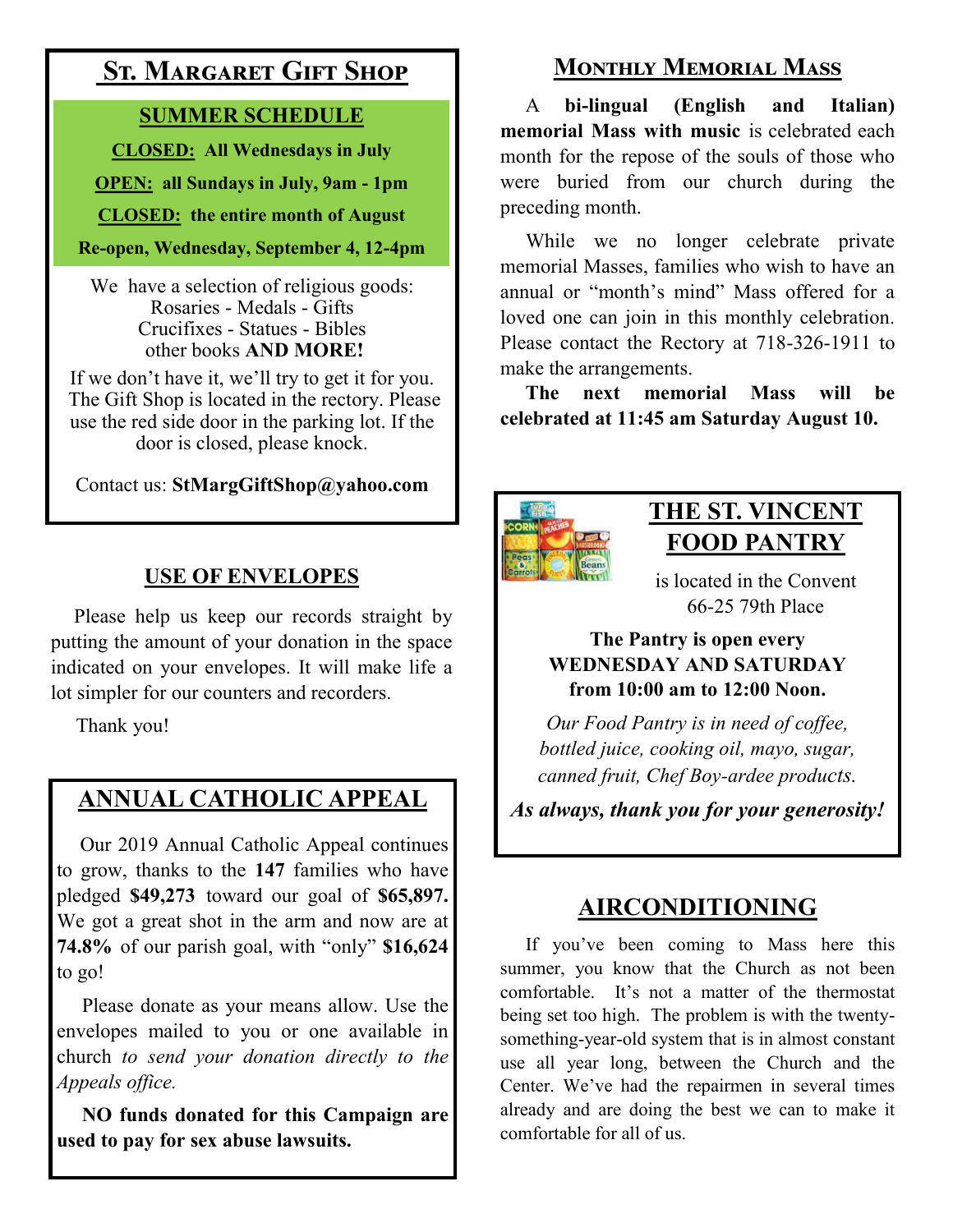## St. Margaret Gift Shop

**SUMMER SCHEDULE**

**CLOSED:** **All Wednesdays in July**

**OPEN:** **all Sundays in July, 9am - 1pm**

**CLOSED:** **the entire month of August**

**Re-open, Wednesday, September 4, 12-4pm**

We have a selection of religious goods:
Rosaries - Medals - Gifts
Crucifixes - Statues - Bibles
other books **AND MORE!**

If we don't have it, we'll try to get it for you. The Gift Shop is located in the rectory. Please use the red side door in the parking lot. If the door is closed, please knock.

Contact us: **StMargGiftShop@yahoo.com**

## USE OF ENVELOPES

Please help us keep our records straight by putting the amount of your donation in the space indicated on your envelopes. It will make life a lot simpler for our counters and recorders.

Thank you!

## ANNUAL CATHOLIC APPEAL

Our 2019 Annual Catholic Appeal continues to grow, thanks to the **147** families who have pledged **$49,273** toward our goal of **$65,897.** We got a great shot in the arm and now are at **74.8%** of our parish goal, with "only" **$16,624** to go!

Please donate as your means allow. Use the envelopes mailed to you or one available in church *to send your donation directly to the Appeals office.*

**NO funds donated for this Campaign are used to pay for sex abuse lawsuits.**

## Monthly Memorial Mass

A **bi-lingual (English and Italian) memorial Mass with music** is celebrated each month for the repose of the souls of those who were buried from our church during the preceding month.

While we no longer celebrate private memorial Masses, families who wish to have an annual or "month's mind" Mass offered for a loved one can join in this monthly celebration. Please contact the Rectory at 718-326-1911 to make the arrangements.

**The next memorial Mass will be celebrated at 11:45 am Saturday August 10.**

## THE ST. VINCENT FOOD PANTRY

is located in the Convent
66-25 79th Place

**The Pantry is open every WEDNESDAY AND SATURDAY from 10:00 am to 12:00 Noon.**

*Our Food Pantry is in need of coffee, bottled juice, cooking oil, mayo, sugar, canned fruit, Chef Boy-ardee products.*

***As always, thank you for your generosity!***

## AIRCONDITIONING

If you've been coming to Mass here this summer, you know that the Church as not been comfortable. It's not a matter of the thermostat being set too high. The problem is with the twenty-something-year-old system that is in almost constant use all year long, between the Church and the Center. We've had the repairmen in several times already and are doing the best we can to make it comfortable for all of us.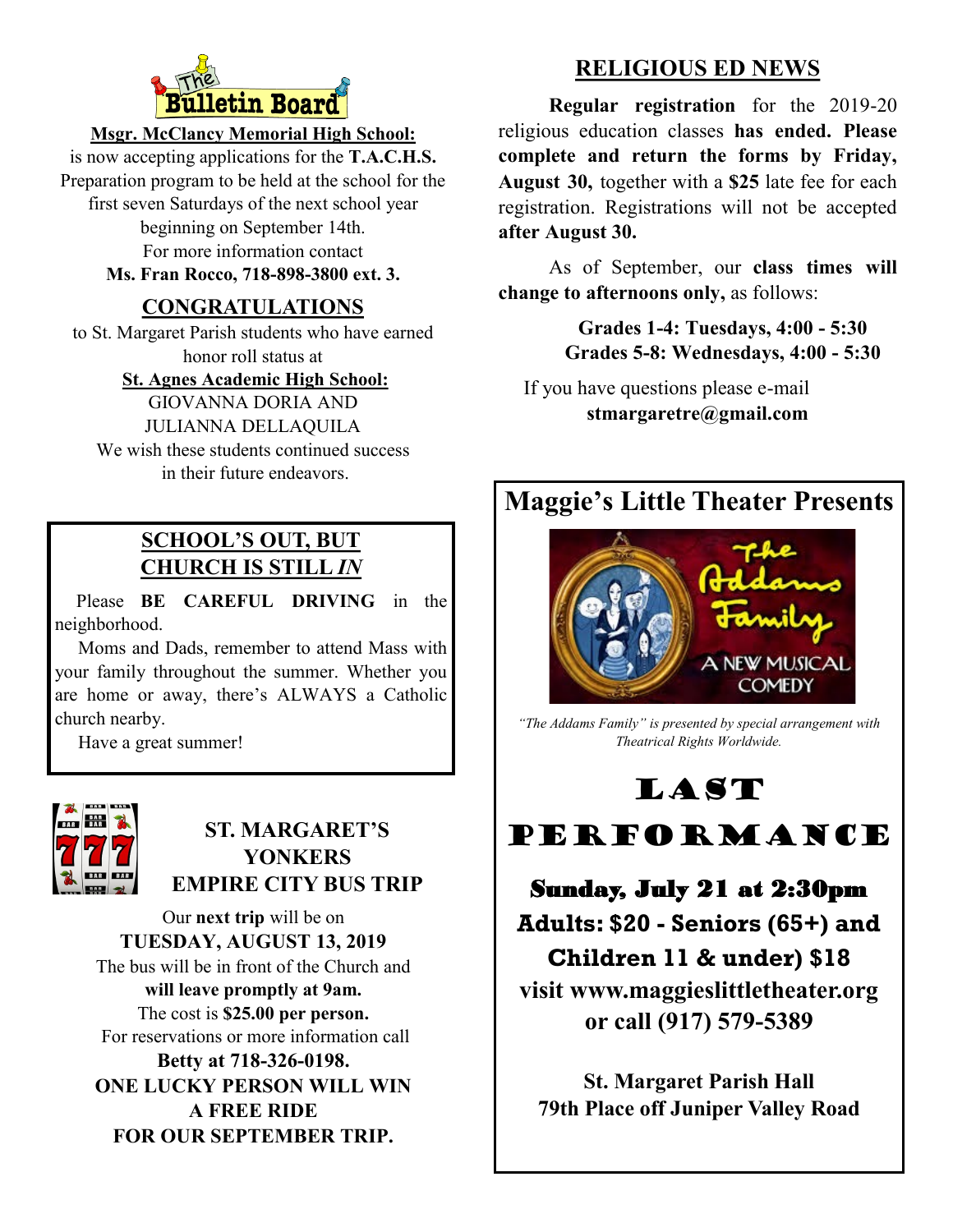# The Bulletin Board

**Msgr. McClancy Memorial High School:**
is now accepting applications for the **T.A.C.H.S.** Preparation program to be held at the school for the first seven Saturdays of the next school year beginning on September 14th.
For more information contact
**Ms. Fran Rocco, 718-898-3800 ext. 3.**

## CONGRATULATIONS

to St. Margaret Parish students who have earned honor roll status at
**St. Agnes Academic High School:**
GIOVANNA DORIA AND
JULIANNA DELLAQUILA
We wish these students continued success in their future endeavors.

## SCHOOL'S OUT, BUT CHURCH IS STILL *IN*

Please **BE CAREFUL DRIVING** in the neighborhood.

Moms and Dads, remember to attend Mass with your family throughout the summer. Whether you are home or away, there's ALWAYS a Catholic church nearby.

Have a great summer!

## ST. MARGARET'S YONKERS EMPIRE CITY BUS TRIP

Our **next trip** will be on
**TUESDAY, AUGUST 13, 2019**
The bus will be in front of the Church and **will leave promptly at 9am.**
The cost is **$25.00 per person.**
For reservations or more information call
**Betty at 718-326-0198.**
**ONE LUCKY PERSON WILL WIN A FREE RIDE FOR OUR SEPTEMBER TRIP.**

## RELIGIOUS ED NEWS

**Regular registration** for the 2019-20 religious education classes **has ended. Please complete and return the forms by Friday, August 30,** together with a **$25** late fee for each registration. Registrations will not be accepted **after August 30.**

As of September, our **class times will change to afternoons only,** as follows:

**Grades 1-4: Tuesdays, 4:00 - 5:30**
**Grades 5-8: Wednesdays, 4:00 - 5:30**

If you have questions please e-mail **stmargaretre@gmail.com**

## Maggie's Little Theater Presents

The Addams Family
A NEW MUSICAL COMEDY

*"The Addams Family" is presented by special arrangement with Theatrical Rights Worldwide.*

# LAST PERFORMANCE

**Sunday, July 21 at 2:30pm**
**Adults: $20 - Seniors (65+) and Children 11 & under) $18**
**visit www.maggieslittletheater.org or call (917) 579-5389**

**St. Margaret Parish Hall**
**79th Place off Juniper Valley Road**